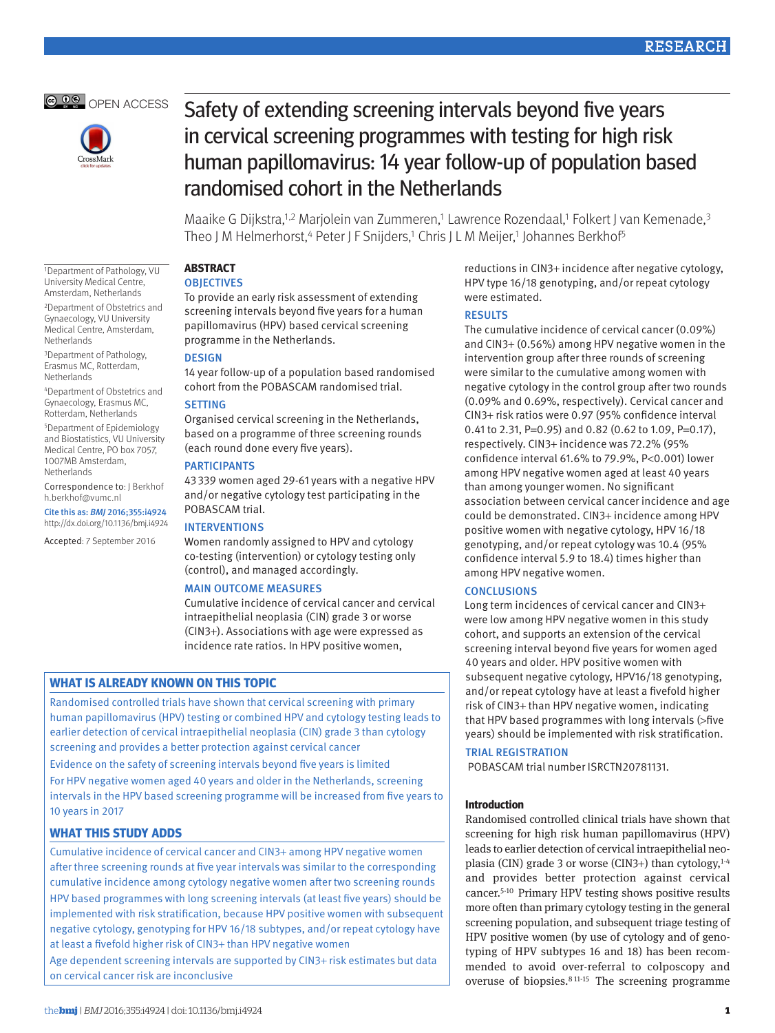OPEN ACCESS

# Safety of extending screening intervals beyond five years in cervical screening programmes with testing for high risk human papillomavirus: 14 year follow-up of population based randomised cohort in the Netherlands

Maaike G Dijkstra,[1,2] Marjolein van Zummeren,[1] Lawrence Rozendaal,[1] Folkert J van Kemenade,[3] Theo J M Helmerhorst,[4] Peter J F Snijders,[1] Chris J L M Meijer,[1] Johannes Berkhof[5]

[1]Department of Pathology, VU University Medical Centre, Amsterdam, Netherlands

[2]Department of Obstetrics and Gynaecology, VU University Medical Centre, Amsterdam, Netherlands

[3]Department of Pathology, Erasmus MC, Rotterdam, Netherlands

[4]Department of Obstetrics and Gynaecology, Erasmus MC, Rotterdam, Netherlands

[5]Department of Epidemiology and Biostatistics, VU University Medical Centre, PO box 7057, 1007MB Amsterdam, Netherlands

Correspondence to: J Berkhof h.berkhof@vumc.nl

Cite this as: *BMJ* 2016;355:i4924
http://dx.doi.org/10.1136/bmj.i4924

Accepted: 7 September 2016

## ABSTRACT

### OBJECTIVES

To provide an early risk assessment of extending screening intervals beyond five years for a human papillomavirus (HPV) based cervical screening programme in the Netherlands.

### DESIGN

14 year follow-up of a population based randomised cohort from the POBASCAM randomised trial.

### SETTING

Organised cervical screening in the Netherlands, based on a programme of three screening rounds (each round done every five years).

### PARTICIPANTS

43 339 women aged 29-61 years with a negative HPV and/or negative cytology test participating in the POBASCAM trial.

### INTERVENTIONS

Women randomly assigned to HPV and cytology co-testing (intervention) or cytology testing only (control), and managed accordingly.

### MAIN OUTCOME MEASURES

Cumulative incidence of cervical cancer and cervical intraepithelial neoplasia (CIN) grade 3 or worse (CIN3+). Associations with age were expressed as incidence rate ratios. In HPV positive women, reductions in CIN3+ incidence after negative cytology, HPV type 16/18 genotyping, and/or repeat cytology were estimated.

### RESULTS

The cumulative incidence of cervical cancer (0.09%) and CIN3+ (0.56%) among HPV negative women in the intervention group after three rounds of screening were similar to the cumulative incidence among women with negative cytology in the control group after two rounds (0.09% and 0.69%, respectively). Cervical cancer and CIN3+ risk ratios were 0.97 (95% confidence interval 0.41 to 2.31, P=0.95) and 0.82 (0.62 to 1.09, P=0.17), respectively. CIN3+ incidence was 72.2% (95% confidence interval 61.6% to 79.9%, P<0.001) lower among HPV negative women aged at least 40 years than among younger women. No significant association between cervical cancer incidence and age could be demonstrated. CIN3+ incidence among HPV positive women with negative cytology, HPV 16/18 genotyping, and/or repeat cytology was 10.4 (95% confidence interval 5.9 to 18.4) times higher than among HPV negative women.

### CONCLUSIONS

Long term incidences of cervical cancer and CIN3+ were low among HPV negative women in this study cohort, and supports an extension of the cervical screening interval beyond five years for women aged 40 years and older. HPV positive women with subsequent negative cytology, HPV16/18 genotyping, and/or repeat cytology have at least a fivefold higher risk of CIN3+ than HPV negative women, indicating that HPV based programmes with long intervals (>five years) should be implemented with risk stratification.

### TRIAL REGISTRATION

POBASCAM trial number ISRCTN20781131.

## WHAT IS ALREADY KNOWN ON THIS TOPIC

Randomised controlled trials have shown that cervical screening with primary human papillomavirus (HPV) testing or combined HPV and cytology testing leads to earlier detection of cervical intraepithelial neoplasia (CIN) grade 3 than cytology screening and provides a better protection against cervical cancer

Evidence on the safety of screening intervals beyond five years is limited

For HPV negative women aged 40 years and older in the Netherlands, screening intervals in the HPV based screening programme will be increased from five years to 10 years in 2017

## WHAT THIS STUDY ADDS

Cumulative incidence of cervical cancer and CIN3+ among HPV negative women after three screening rounds at five year intervals was similar to the corresponding cumulative incidence among cytology negative women after two screening rounds

HPV based programmes with long screening intervals (at least five years) should be implemented with risk stratification, because HPV positive women with subsequent negative cytology, genotyping for HPV 16/18 subtypes, and/or repeat cytology have at least a fivefold higher risk of CIN3+ than HPV negative women

Age dependent screening intervals are supported by CIN3+ risk estimates but data on cervical cancer risk are inconclusive

## Introduction

Randomised controlled clinical trials have shown that screening for high risk human papillomavirus (HPV) leads to earlier detection of cervical intraepithelial neoplasia (CIN) grade 3 or worse (CIN3+) than cytology,[1-4] and provides better protection against cervical cancer.[5-10] Primary HPV testing shows positive results more often than primary cytology testing in the general screening population, and subsequent triage testing of HPV positive women (by use of cytology and of genotyping of HPV subtypes 16 and 18) has been recommended to avoid over-referral to colposcopy and overuse of biopsies.[8,11-15] The screening programme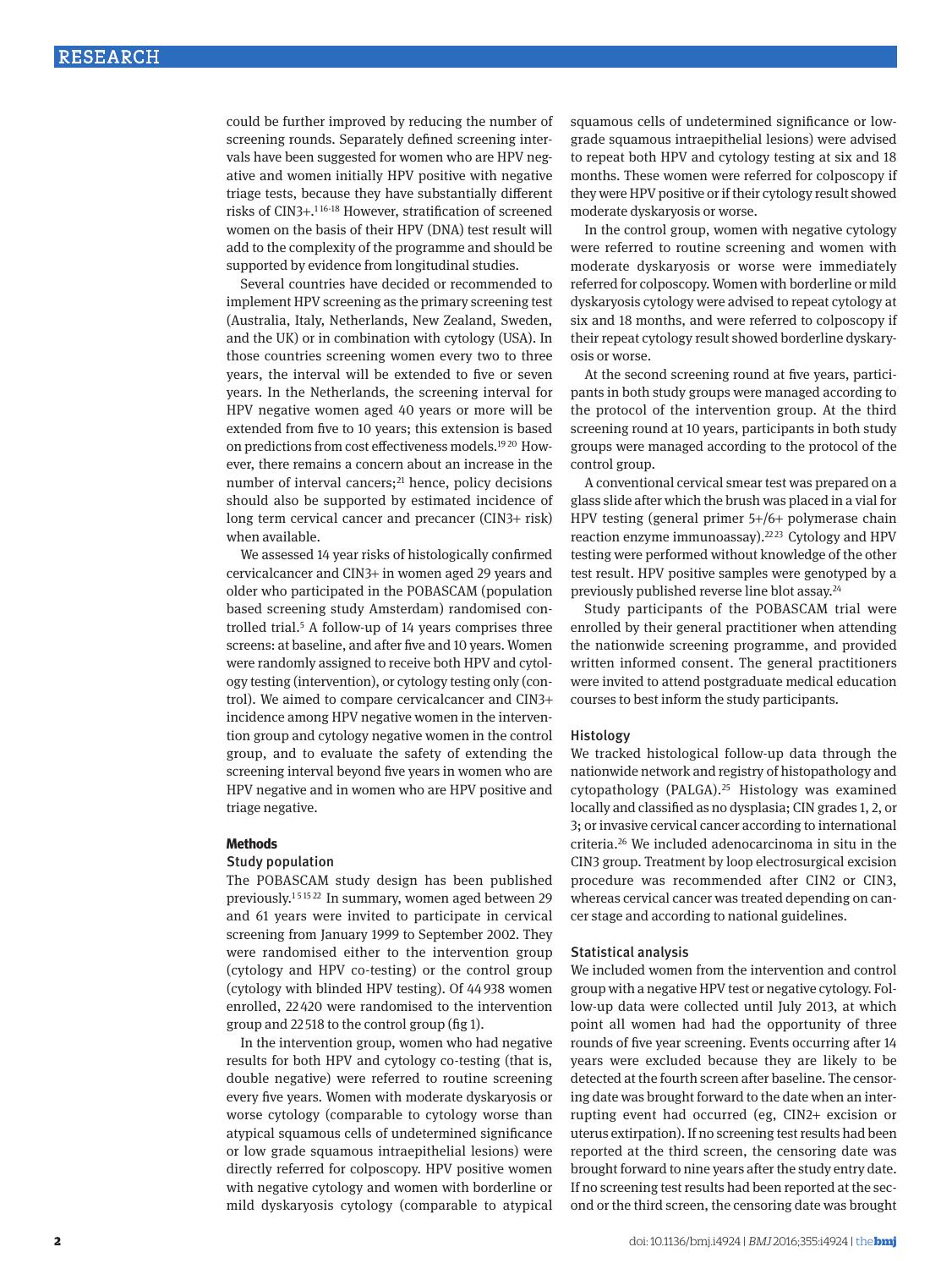could be further improved by reducing the number of screening rounds. Separately defined screening intervals have been suggested for women who are HPV negative and women initially HPV positive with negative triage tests, because they have substantially different risks of CIN3+.[1,16-18] However, stratification of screened women on the basis of their HPV (DNA) test result will add to the complexity of the programme and should be supported by evidence from longitudinal studies.

Several countries have decided or recommended to implement HPV screening as the primary screening test (Australia, Italy, Netherlands, New Zealand, Sweden, and the UK) or in combination with cytology (USA). In those countries screening women every two to three years, the interval will be extended to five or seven years. In the Netherlands, the screening interval for HPV negative women aged 40 years or more will be extended from five to 10 years; this extension is based on predictions from cost effectiveness models.[19,20] However, there remains a concern about an increase in the number of interval cancers;[21] hence, policy decisions should also be supported by estimated incidence of long term cervical cancer and precancer (CIN3+ risk) when available.

We assessed 14 year risks of histologically confirmed cervicalcancer and CIN3+ in women aged 29 years and older who participated in the POBASCAM (population based screening study Amsterdam) randomised controlled trial.[5] A follow-up of 14 years comprises three screens: at baseline, and after five and 10 years. Women were randomly assigned to receive both HPV and cytology testing (intervention), or cytology testing only (control). We aimed to compare cervicalcancer and CIN3+ incidence among HPV negative women in the intervention group and cytology negative women in the control group, and to evaluate the safety of extending the screening interval beyond five years in women who are HPV negative and in women who are HPV positive and triage negative.

## Methods

### Study population

The POBASCAM study design has been published previously.[1,5,15,22] In summary, women aged between 29 and 61 years were invited to participate in cervical screening from January 1999 to September 2002. They were randomised either to the intervention group (cytology and HPV co-testing) or the control group (cytology with blinded HPV testing). Of 44 938 women enrolled, 22 420 were randomised to the intervention group and 22 518 to the control group (fig 1).

In the intervention group, women who had negative results for both HPV and cytology co-testing (that is, double negative) were referred to routine screening every five years. Women with moderate dyskaryosis or worse cytology (comparable to cytology worse than atypical squamous cells of undetermined significance or low grade squamous intraepithelial lesions) were directly referred for colposcopy. HPV positive women with negative cytology and women with borderline or mild dyskaryosis cytology (comparable to atypical squamous cells of undetermined significance or low-grade squamous intraepithelial lesions) were advised to repeat both HPV and cytology testing at six and 18 months. These women were referred for colposcopy if they were HPV positive or if their cytology result showed moderate dyskaryosis or worse.

In the control group, women with negative cytology were referred to routine screening and women with moderate dyskaryosis or worse were immediately referred for colposcopy. Women with borderline or mild dyskaryosis cytology were advised to repeat cytology at six and 18 months, and were referred to colposcopy if their repeat cytology result showed borderline dyskaryosis or worse.

At the second screening round at five years, participants in both study groups were managed according to the protocol of the intervention group. At the third screening round at 10 years, participants in both study groups were managed according to the protocol of the control group.

A conventional cervical smear test was prepared on a glass slide after which the brush was placed in a vial for HPV testing (general primer 5+/6+ polymerase chain reaction enzyme immunoassay).[22,23] Cytology and HPV testing were performed without knowledge of the other test result. HPV positive samples were genotyped by a previously published reverse line blot assay.[24]

Study participants of the POBASCAM trial were enrolled by their general practitioner when attending the nationwide screening programme, and provided written informed consent. The general practitioners were invited to attend postgraduate medical education courses to best inform the study participants.

### Histology

We tracked histological follow-up data through the nationwide network and registry of histopathology and cytopathology (PALGA).[25] Histology was examined locally and classified as no dysplasia; CIN grades 1, 2, or 3; or invasive cervical cancer according to international criteria.[26] We included adenocarcinoma in situ in the CIN3 group. Treatment by loop electrosurgical excision procedure was recommended after CIN2 or CIN3, whereas cervical cancer was treated depending on cancer stage and according to national guidelines.

### Statistical analysis

We included women from the intervention and control group with a negative HPV test or negative cytology. Follow-up data were collected until July 2013, at which point all women had had the opportunity of three rounds of five year screening. Events occurring after 14 years were excluded because they are likely to be detected at the fourth screen after baseline. The censoring date was brought forward to the date when an interrupting event had occurred (eg, CIN2+ excision or uterus extirpation). If no screening test results had been reported at the third screen, the censoring date was brought forward to nine years after the study entry date. If no screening test results had been reported at the second or the third screen, the censoring date was brought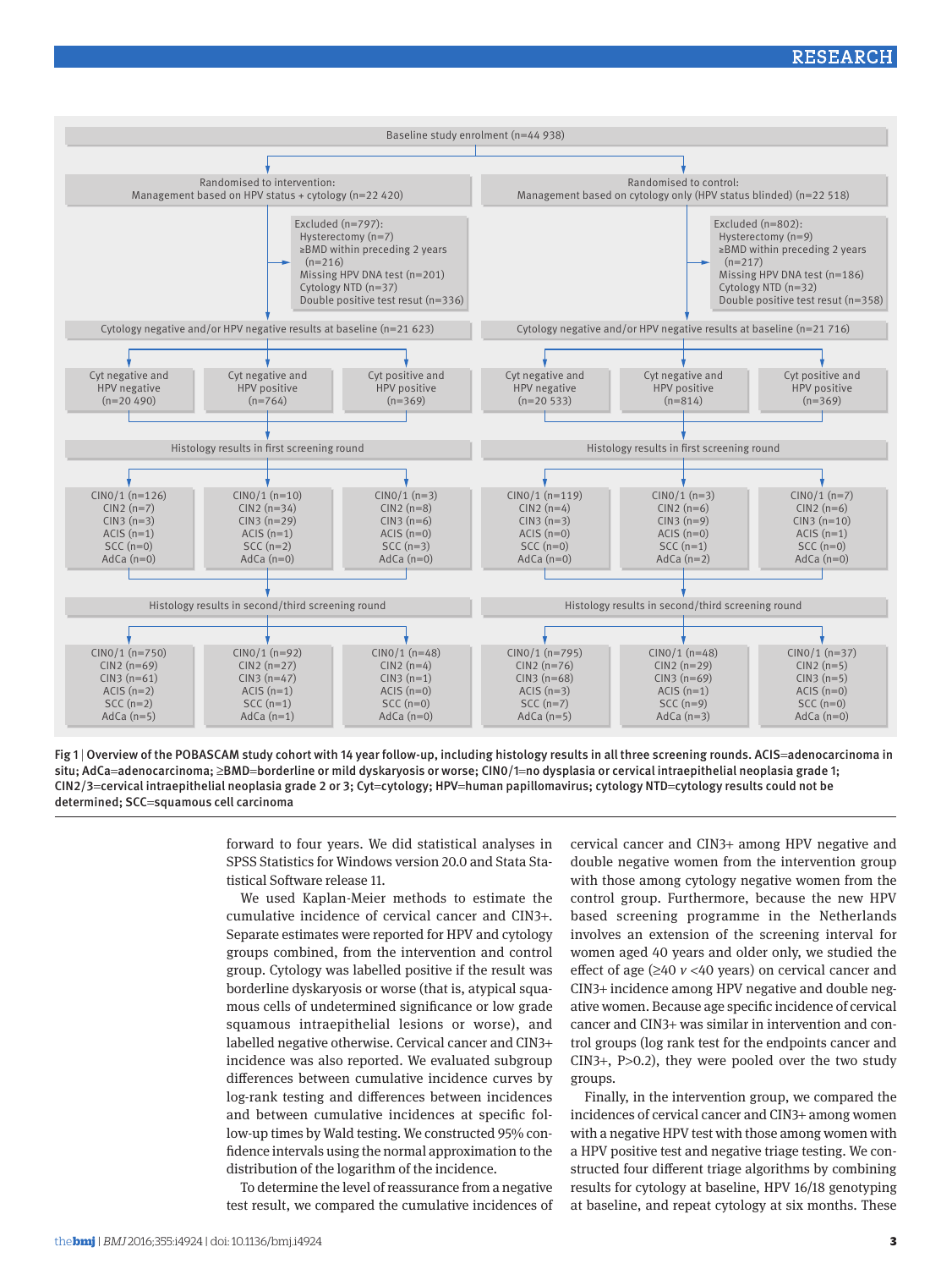Baseline study enrolment (n=44 938)

| Randomised to intervention: Management based on HPV status + cytology (n=22 420) | | | Randomised to control: Management based on cytology only (HPV status blinded) (n=22 518) | | |
|---|---|---|---|---|---|
| Excluded (n=797): Hysterectomy (n=7); ≥BMD within preceding 2 years (n=216); Missing HPV DNA test (n=201); Cytology NTD (n=37); Double positive test resut (n=336) | | | Excluded (n=802): Hysterectomy (n=9); ≥BMD within preceding 2 years (n=217); Missing HPV DNA test (n=186); Cytology NTD (n=32); Double positive test resut (n=358) | | |
| Cytology negative and/or HPV negative results at baseline (n=21 623) | | | Cytology negative and/or HPV negative results at baseline (n=21 716) | | |
| Cyt negative and HPV negative (n=20 490) | Cyt negative and HPV positive (n=764) | Cyt positive and HPV negative (n=369) | Cyt negative and HPV negative (n=20 533) | Cyt negative and HPV positive (n=814) | Cyt positive and HPV negative (n=369) |
| **Histology results in first screening round** | | | **Histology results in first screening round** | | |
| CIN0/1 (n=126); CIN2 (n=7); CIN3 (n=3); ACIS (n=1); SCC (n=0); AdCa (n=0) | CIN0/1 (n=10); CIN2 (n=34); CIN3 (n=29); ACIS (n=1); SCC (n=2); AdCa (n=0) | CIN0/1 (n=3); CIN2 (n=8); CIN3 (n=6); ACIS (n=0); SCC (n=3); AdCa (n=0) | CIN0/1 (n=119); CIN2 (n=4); CIN3 (n=3); ACIS (n=0); SCC (n=0); AdCa (n=0) | CIN0/1 (n=3); CIN2 (n=6); CIN3 (n=9); ACIS (n=0); SCC (n=1); AdCa (n=2) | CIN0/1 (n=7); CIN2 (n=6); CIN3 (n=10); ACIS (n=1); SCC (n=0); AdCa (n=0) |
| **Histology results in second/third screening round** | | | **Histology results in second/third screening round** | | |
| CIN0/1 (n=750); CIN2 (n=69); CIN3 (n=61); ACIS (n=2); SCC (n=2); AdCa (n=5) | CIN0/1 (n=92); CIN2 (n=27); CIN3 (n=47); ACIS (n=1); SCC (n=1); AdCa (n=1) | CIN0/1 (n=48); CIN2 (n=4); CIN3 (n=1); ACIS (n=0); SCC (n=0); AdCa (n=0) | CIN0/1 (n=795); CIN2 (n=76); CIN3 (n=68); ACIS (n=3); SCC (n=7); AdCa (n=5) | CIN0/1 (n=48); CIN2 (n=29); CIN3 (n=69); ACIS (n=1); SCC (n=9); AdCa (n=3) | CIN0/1 (n=37); CIN2 (n=5); CIN3 (n=5); ACIS (n=0); SCC (n=0); AdCa (n=0) |

Fig 1 | Overview of the POBASCAM study cohort with 14 year follow-up, including histology results in all three screening rounds. ACIS=adenocarcinoma in situ; AdCa=adenocarcinoma; ≥BMD=borderline or mild dyskaryosis or worse; CIN0/1=no dysplasia or cervical intraepithelial neoplasia grade 1; CIN2/3=cervical intraepithelial neoplasia grade 2 or 3; Cyt=cytology; HPV=human papillomavirus; cytology NTD=cytology results could not be determined; SCC=squamous cell carcinoma

forward to four years. We did statistical analyses in SPSS Statistics for Windows version 20.0 and Stata Statistical Software release 11.

We used Kaplan-Meier methods to estimate the cumulative incidence of cervical cancer and CIN3+. Separate estimates were reported for HPV and cytology groups combined, from the intervention and control group. Cytology was labelled positive if the result was borderline dyskaryosis or worse (that is, atypical squamous cells of undetermined significance or low grade squamous intraepithelial lesions or worse), and labelled negative otherwise. Cervical cancer and CIN3+ incidence was also reported. We evaluated subgroup differences between cumulative incidence curves by log-rank testing and differences between cumulative incidences at specific follow-up times by Wald testing. We constructed 95% confidence intervals using the normal approximation to the distribution of the logarithm of the incidence.

To determine the level of reassurance from a negative test result, we compared the cumulative incidences of cervical cancer and CIN3+ among HPV negative and double negative women from the intervention group with those among cytology negative women from the control group. Furthermore, because the new HPV based screening programme in the Netherlands involves an extension of the screening interval for women aged 40 years and older only, we studied the effect of age (≥40 *v* <40 years) on cervical cancer and CIN3+ incidence among HPV negative and double negative women. Because age specific incidence of cervical cancer and CIN3+ was similar in intervention and control groups (log rank test for the endpoints cancer and CIN3+, $P>0.2$), they were pooled over the two study groups.

Finally, in the intervention group, we compared the incidences of cervical cancer and CIN3+ among women with a negative HPV test with those among women with a HPV positive test and negative triage testing. We constructed four different triage algorithms by combining results for cytology at baseline, HPV 16/18 genotyping at baseline, and repeat cytology at six months. These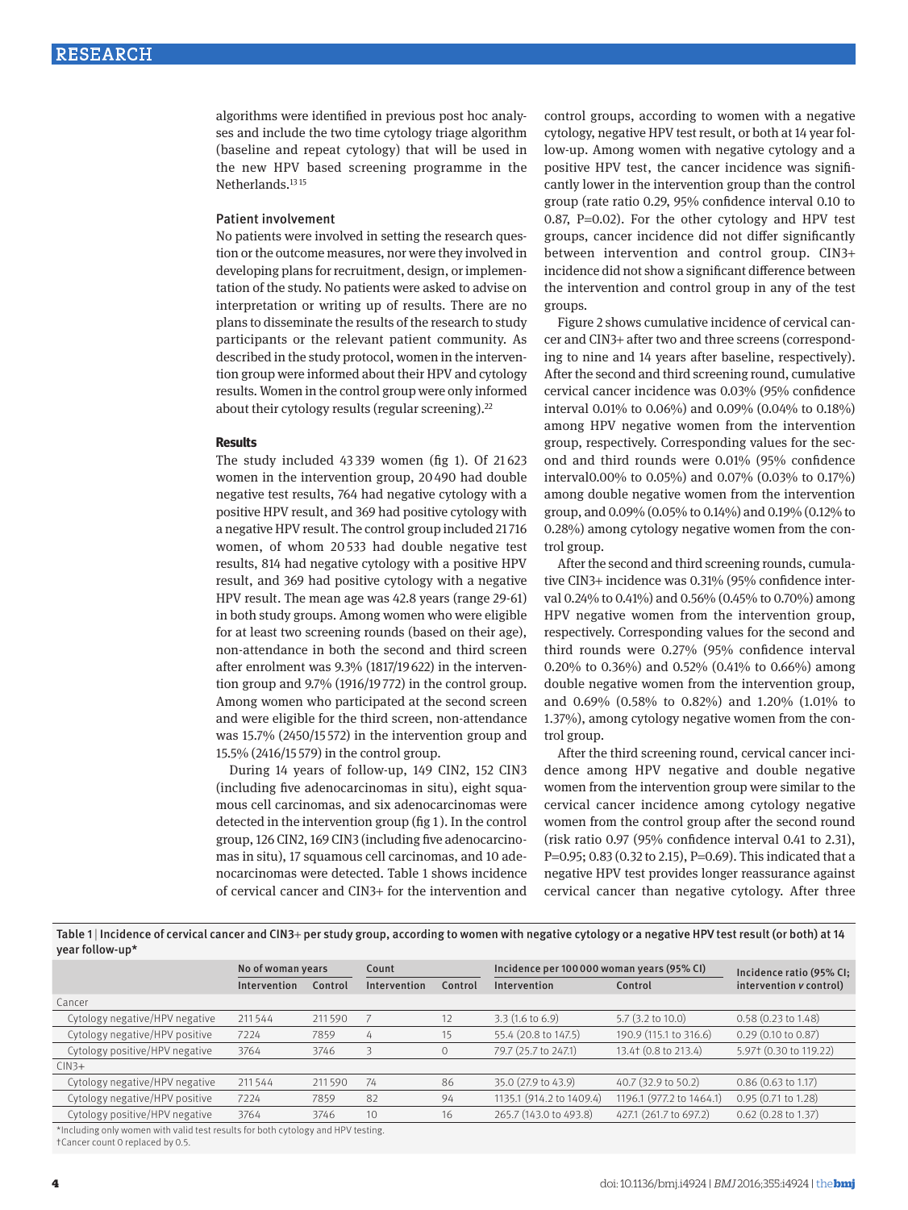algorithms were identified in previous post hoc analyses and include the two time cytology triage algorithm (baseline and repeat cytology) that will be used in the new HPV based screening programme in the Netherlands.[13 15]

### Patient involvement

No patients were involved in setting the research question or the outcome measures, nor were they involved in developing plans for recruitment, design, or implementation of the study. No patients were asked to advise on interpretation or writing up of results. There are no plans to disseminate the results of the research to study participants or the relevant patient community. As described in the study protocol, women in the intervention group were informed about their HPV and cytology results. Women in the control group were only informed about their cytology results (regular screening).[22]

## Results

The study included 43 339 women (fig 1). Of 21 623 women in the intervention group, 20 490 had double negative test results, 764 had negative cytology with a positive HPV result, and 369 had positive cytology with a negative HPV result. The control group included 21 716 women, of whom 20 533 had double negative test results, 814 had negative cytology with a positive HPV result, and 369 had positive cytology with a negative HPV result. The mean age was 42.8 years (range 29-61) in both study groups. Among women who were eligible for at least two screening rounds (based on their age), non-attendance in both the second and third screen after enrolment was 9.3% (1817/19 622) in the intervention group and 9.7% (1916/19 772) in the control group. Among women who participated at the second screen and were eligible for the third screen, non-attendance was 15.7% (2450/15 572) in the intervention group and 15.5% (2416/15 579) in the control group.

During 14 years of follow-up, 149 CIN2, 152 CIN3 (including five adenocarcinomas in situ), eight squamous cell carcinomas, and six adenocarcinomas were detected in the intervention group (fig 1). In the control group, 126 CIN2, 169 CIN3 (including five adenocarcinomas in situ), 17 squamous cell carcinomas, and 10 adenocarcinomas were detected. Table 1 shows incidence of cervical cancer and CIN3+ for the intervention and control groups, according to women with a negative cytology, negative HPV test result, or both at 14 year follow-up. Among women with negative cytology and a positive HPV test, the cancer incidence was significantly lower in the intervention group than the control group (rate ratio 0.29, 95% confidence interval 0.10 to 0.87, P=0.02). For the other cytology and HPV test groups, cancer incidence did not differ significantly between intervention and control group. CIN3+ incidence did not show a significant difference between the intervention and control group in any of the test groups.

Figure 2 shows cumulative incidence of cervical cancer and CIN3+ after two and three screens (corresponding to nine and 14 years after baseline, respectively). After the second and third screening round, cumulative cervical cancer incidence was 0.03% (95% confidence interval 0.01% to 0.06%) and 0.09% (0.04% to 0.18%) among HPV negative women from the intervention group, respectively. Corresponding values for the second and third rounds were 0.01% (95% confidence interval0.00% to 0.05%) and 0.07% (0.03% to 0.17%) among double negative women from the intervention group, and 0.09% (0.05% to 0.14%) and 0.19% (0.12% to 0.28%) among cytology negative women from the control group.

After the second and third screening rounds, cumulative CIN3+ incidence was 0.31% (95% confidence interval 0.24% to 0.41%) and 0.56% (0.45% to 0.70%) among HPV negative women from the intervention group, respectively. Corresponding values for the second and third rounds were 0.27% (95% confidence interval 0.20% to 0.36%) and 0.52% (0.41% to 0.66%) among double negative women from the intervention group, and 0.69% (0.58% to 0.82%) and 1.20% (1.01% to 1.37%), among cytology negative women from the control group.

After the third screening round, cervical cancer incidence among HPV negative and double negative women from the intervention group were similar to the cervical cancer incidence among cytology negative women from the control group after the second round (risk ratio 0.97 (95% confidence interval 0.41 to 2.31), P=0.95; 0.83 (0.32 to 2.15), P=0.69). This indicated that a negative HPV test provides longer reassurance against cervical cancer than negative cytology. After three

**Table 1** | Incidence of cervical cancer and CIN3+ per study group, according to women with negative cytology or a negative HPV test result (or both) at 14 year follow-up*

| | No of woman years | | Count | | Incidence per 100 000 woman years (95% CI) | | Incidence ratio (95% CI; intervention v control) |
|---|---|---|---|---|---|---|---|
| | Intervention | Control | Intervention | Control | Intervention | Control | |
| Cancer | | | | | | | |
| Cytology negative/HPV negative | 211 544 | 211 590 | 7 | 12 | 3.3 (1.6 to 6.9) | 5.7 (3.2 to 10.0) | 0.58 (0.23 to 1.48) |
| Cytology negative/HPV positive | 7224 | 7859 | 4 | 15 | 55.4 (20.8 to 147.5) | 190.9 (115.1 to 316.6) | 0.29 (0.10 to 0.87) |
| Cytology positive/HPV negative | 3764 | 3746 | 3 | 0 | 79.7 (25.7 to 247.1) | 13.4† (0.8 to 213.4) | 5.97† (0.30 to 119.22) |
| CIN3+ | | | | | | | |
| Cytology negative/HPV negative | 211 544 | 211 590 | 74 | 86 | 35.0 (27.9 to 43.9) | 40.7 (32.9 to 50.2) | 0.86 (0.63 to 1.17) |
| Cytology negative/HPV positive | 7224 | 7859 | 82 | 94 | 1135.1 (914.2 to 1409.4) | 1196.1 (977.2 to 1464.1) | 0.95 (0.71 to 1.28) |
| Cytology positive/HPV negative | 3764 | 3746 | 10 | 16 | 265.7 (143.0 to 493.8) | 427.1 (261.7 to 697.2) | 0.62 (0.28 to 1.37) |

*Including only women with valid test results for both cytology and HPV testing.
†Cancer count 0 replaced by 0.5.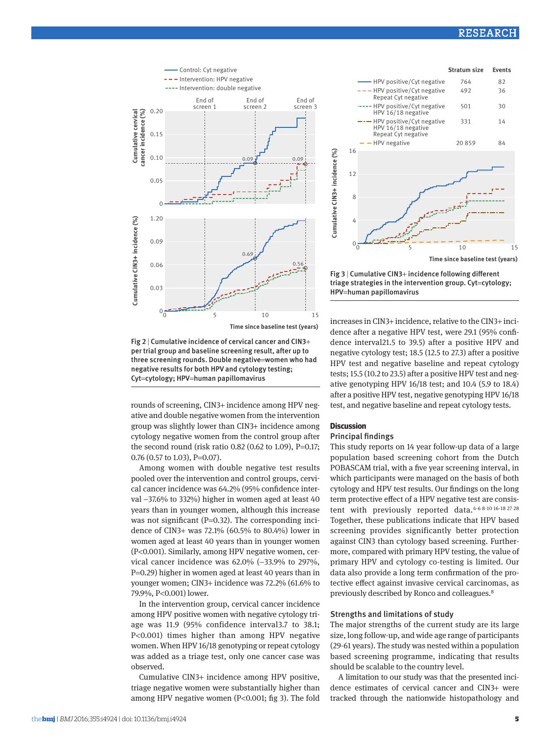Fig 2 | Cumulative incidence of cervical cancer and CIN3+ per trial group and baseline screening result, after up to three screening rounds. Double negative=women who had negative results for both HPV and cytology testing; Cyt=cytology; HPV=human papillomavirus

rounds of screening, CIN3+ incidence among HPV negative and double negative women from the intervention group was slightly lower than CIN3+ incidence among cytology negative women from the control group after the second round (risk ratio 0.82 (0.62 to 1.09), P=0.17; 0.76 (0.57 to 1.03), P=0.07).

Among women with double negative test results pooled over the intervention and control groups, cervical cancer incidence was 64.2% (95% confidence interval −37.6% to 332%) higher in women aged at least 40 years than in younger women, although this increase was not significant (P=0.32). The corresponding incidence of CIN3+ was 72.1% (60.5% to 80.4%) lower in women aged at least 40 years than in younger women (P<0.001). Similarly, among HPV negative women, cervical cancer incidence was 62.0% (−33.9% to 297%, P=0.29) higher in women aged at least 40 years than in younger women; CIN3+ incidence was 72.2% (61.6% to 79.9%, P<0.001) lower.

In the intervention group, cervical cancer incidence among HPV positive women with negative cytology triage was 11.9 (95% confidence interval3.7 to 38.1; P<0.001) times higher than among HPV negative women. When HPV 16/18 genotyping or repeat cytology was added as a triage test, only one cancer case was observed.

Cumulative CIN3+ incidence among HPV positive, triage negative women were substantially higher than among HPV negative women (P<0.001; fig 3). The fold increases in CIN3+ incidence, relative to the CIN3+ incidence after a negative HPV test, were 29.1 (95% confidence interval21.5 to 39.5) after a positive HPV and negative cytology test; 18.5 (12.5 to 27.3) after a positive HPV test and negative baseline and repeat cytology tests; 15.5 (10.2 to 23.5) after a positive HPV test and negative genotyping HPV 16/18 test; and 10.4 (5.9 to 18.4) after a positive HPV test, negative genotyping HPV 16/18 test, and negative baseline and repeat cytology tests.

Fig 3 | Cumulative CIN3+ incidence following different triage strategies in the intervention group. Cyt=cytology; HPV=human papillomavirus

## Discussion

### Principal findings

This study reports on 14 year follow-up data of a large population based screening cohort from the Dutch POBASCAM trial, with a five year screening interval, in which participants were managed on the basis of both cytology and HPV test results. Our findings on the long term protective effect of a HPV negative test are consistent with previously reported data.[4-6 8-10 16-18 27 28] Together, these publications indicate that HPV based screening provides significantly better protection against CIN3 than cytology based screening. Furthermore, compared with primary HPV testing, the value of primary HPV and cytology co-testing is limited. Our data also provide a long term confirmation of the protective effect against invasive cervical carcinomas, as previously described by Ronco and colleagues.[8]

### Strengths and limitations of study

The major strengths of the current study are its large size, long follow-up, and wide age range of participants (29-61 years). The study was nested within a population based screening programme, indicating that results should be scalable to the country level.

A limitation to our study was that the presented incidence estimates of cervical cancer and CIN3+ were tracked through the nationwide histopathology and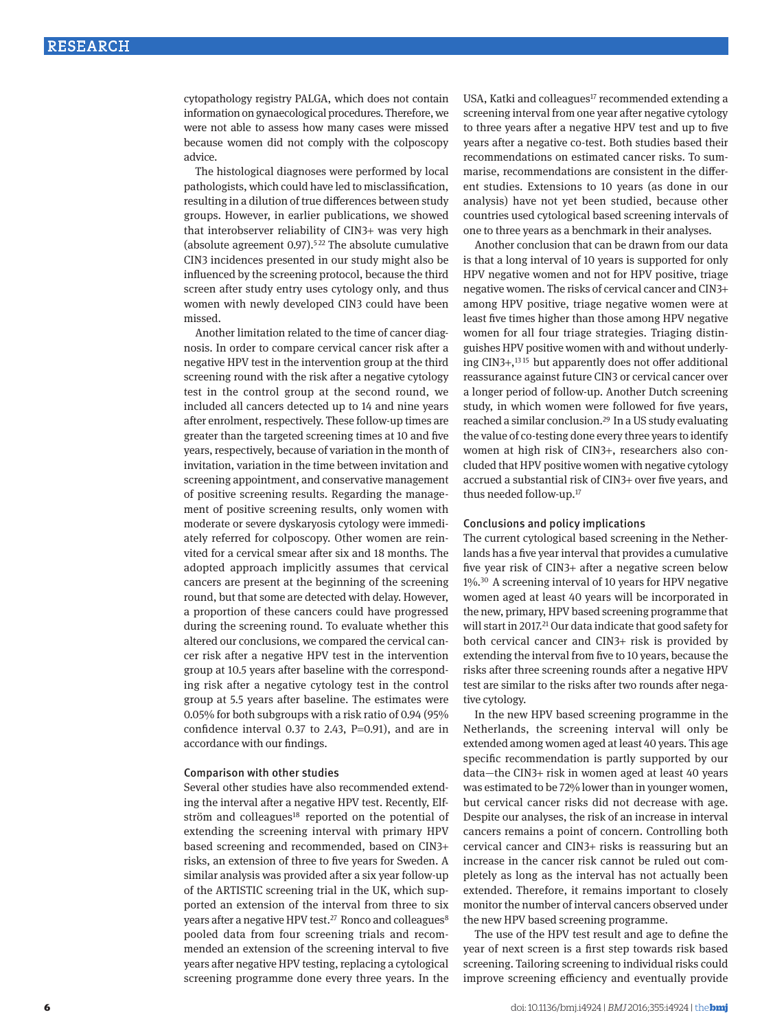cytopathology registry PALGA, which does not contain information on gynaecological procedures. Therefore, we were not able to assess how many cases were missed because women did not comply with the colposcopy advice.

The histological diagnoses were performed by local pathologists, which could have led to misclassification, resulting in a dilution of true differences between study groups. However, in earlier publications, we showed that interobserver reliability of CIN3+ was very high (absolute agreement 0.97).[5,22] The absolute cumulative CIN3 incidences presented in our study might also be influenced by the screening protocol, because the third screen after study entry uses cytology only, and thus women with newly developed CIN3 could have been missed.

Another limitation related to the time of cancer diagnosis. In order to compare cervical cancer risk after a negative HPV test in the intervention group at the third screening round with the risk after a negative cytology test in the control group at the second round, we included all cancers detected up to 14 and nine years after enrolment, respectively. These follow-up times are greater than the targeted screening times at 10 and five years, respectively, because of variation in the month of invitation, variation in the time between invitation and screening appointment, and conservative management of positive screening results. Regarding the management of positive screening results, only women with moderate or severe dyskaryosis cytology were immediately referred for colposcopy. Other women are reinvited for a cervical smear after six and 18 months. The adopted approach implicitly assumes that cervical cancers are present at the beginning of the screening round, but that some are detected with delay. However, a proportion of these cancers could have progressed during the screening round. To evaluate whether this altered our conclusions, we compared the cervical cancer risk after a negative HPV test in the intervention group at 10.5 years after baseline with the corresponding risk after a negative cytology test in the control group at 5.5 years after baseline. The estimates were 0.05% for both subgroups with a risk ratio of 0.94 (95% confidence interval 0.37 to 2.43, P=0.91), and are in accordance with our findings.

### Comparison with other studies

Several other studies have also recommended extending the interval after a negative HPV test. Recently, Elfström and colleagues[18] reported on the potential of extending the screening interval with primary HPV based screening and recommended, based on CIN3+ risks, an extension of three to five years for Sweden. A similar analysis was provided after a six year follow-up of the ARTISTIC screening trial in the UK, which supported an extension of the interval from three to six years after a negative HPV test.[27] Ronco and colleagues[8] pooled data from four screening trials and recommended an extension of the screening interval to five years after negative HPV testing, replacing a cytological screening programme done every three years. In the USA, Katki and colleagues[17] recommended extending a screening interval from one year after negative cytology to three years after a negative HPV test and up to five years after a negative co-test. Both studies based their recommendations on estimated cancer risks. To summarise, recommendations are consistent in the different studies. Extensions to 10 years (as done in our analysis) have not yet been studied, because other countries used cytological based screening intervals of one to three years as a benchmark in their analyses.

Another conclusion that can be drawn from our data is that a long interval of 10 years is supported for only HPV negative women and not for HPV positive, triage negative women. The risks of cervical cancer and CIN3+ among HPV positive, triage negative women were at least five times higher than those among HPV negative women for all four triage strategies. Triaging distinguishes HPV positive women with and without underlying CIN3+,[13,15] but apparently does not offer additional reassurance against future CIN3 or cervical cancer over a longer period of follow-up. Another Dutch screening study, in which women were followed for five years, reached a similar conclusion.[29] In a US study evaluating the value of co-testing done every three years to identify women at high risk of CIN3+, researchers also concluded that HPV positive women with negative cytology accrued a substantial risk of CIN3+ over five years, and thus needed follow-up.[17]

### Conclusions and policy implications

The current cytological based screening in the Netherlands has a five year interval that provides a cumulative five year risk of CIN3+ after a negative screen below 1%.[30] A screening interval of 10 years for HPV negative women aged at least 40 years will be incorporated in the new, primary, HPV based screening programme that will start in 2017.[21] Our data indicate that good safety for both cervical cancer and CIN3+ risk is provided by extending the interval from five to 10 years, because the risks after three screening rounds after a negative HPV test are similar to the risks after two rounds after negative cytology.

In the new HPV based screening programme in the Netherlands, the screening interval will only be extended among women aged at least 40 years. This age specific recommendation is partly supported by our data—the CIN3+ risk in women aged at least 40 years was estimated to be 72% lower than in younger women, but cervical cancer risks did not decrease with age. Despite our analyses, the risk of an increase in interval cancers remains a point of concern. Controlling both cervical cancer and CIN3+ risks is reassuring but an increase in the cancer risk cannot be ruled out completely as long as the interval has not actually been extended. Therefore, it remains important to closely monitor the number of interval cancers observed under the new HPV based screening programme.

The use of the HPV test result and age to define the year of next screen is a first step towards risk based screening. Tailoring screening to individual risks could improve screening efficiency and eventually provide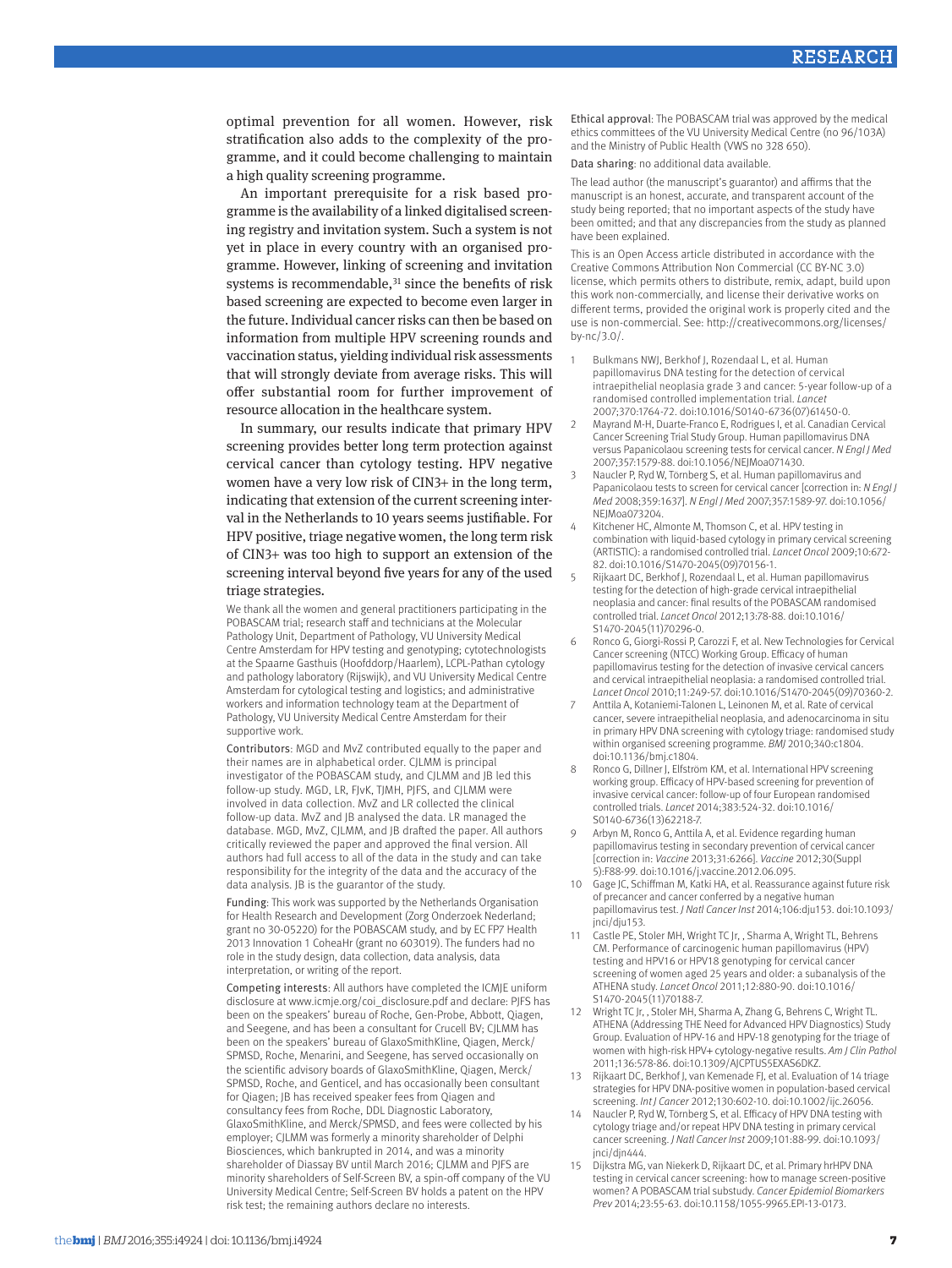optimal prevention for all women. However, risk stratification also adds to the complexity of the programme, and it could become challenging to maintain a high quality screening programme.

An important prerequisite for a risk based programme is the availability of a linked digitalised screening registry and invitation system. Such a system is not yet in place in every country with an organised programme. However, linking of screening and invitation systems is recommendable,[31] since the benefits of risk based screening are expected to become even larger in the future. Individual cancer risks can then be based on information from multiple HPV screening rounds and vaccination status, yielding individual risk assessments that will strongly deviate from average risks. This will offer substantial room for further improvement of resource allocation in the healthcare system.

In summary, our results indicate that primary HPV screening provides better long term protection against cervical cancer than cytology testing. HPV negative women have a very low risk of CIN3+ in the long term, indicating that extension of the current screening interval in the Netherlands to 10 years seems justifiable. For HPV positive, triage negative women, the long term risk of CIN3+ was too high to support an extension of the screening interval beyond five years for any of the used triage strategies.

We thank all the women and general practitioners participating in the POBASCAM trial; research staff and technicians at the Molecular Pathology Unit, Department of Pathology, VU University Medical Centre Amsterdam for HPV testing and genotyping; cytotechnologists at the Spaarne Gasthuis (Hoofddorp/Haarlem), LCPL-Pathan cytology and pathology laboratory (Rijswijk), and VU University Medical Centre Amsterdam for cytological testing and logistics; and administrative workers and information technology team at the Department of Pathology, VU University Medical Centre Amsterdam for their supportive work.

Contributors: MGD and MvZ contributed equally to the paper and their names are in alphabetical order. CJLMM is principal investigator of the POBASCAM study, and CJLMM and JB led this follow-up study. MGD, LR, FJvK, TJMH, PJFS, and CJLMM were involved in data collection. MvZ and LR collected the clinical follow-up data. MvZ and JB analysed the data. LR managed the database. MGD, MvZ, CJLMM, and JB drafted the paper. All authors critically reviewed the paper and approved the final version. All authors had full access to all of the data in the study and can take responsibility for the integrity of the data and the accuracy of the data analysis. JB is the guarantor of the study.

Funding: This work was supported by the Netherlands Organisation for Health Research and Development (Zorg Onderzoek Nederland; grant no 30-05220) for the POBASCAM study, and by EC FP7 Health 2013 Innovation 1 CoheaHr (grant no 603019). The funders had no role in the study design, data collection, data analysis, data interpretation, or writing of the report.

Competing interests: All authors have completed the ICMJE uniform disclosure at www.icmje.org/coi_disclosure.pdf and declare: PJFS has been on the speakers' bureau of Roche, Gen-Probe, Abbott, Qiagen, and Seegene, and has been a consultant for Crucell BV; CJLMM has been on the speakers' bureau of GlaxoSmithKline, Qiagen, Merck/SPMSD, Roche, Menarini, and Seegene, has served occasionally on the scientific advisory boards of GlaxoSmithKline, Qiagen, Merck/SPMSD, Roche, and Genticel, and has occasionally been consultant for Qiagen; JB has received speaker fees from Qiagen and consultancy fees from Roche, DDL Diagnostic Laboratory, GlaxoSmithKline, and Merck/SPMSD, and fees were collected by his employer; CJLMM was formerly a minority shareholder of Delphi Biosciences, which bankrupted in 2014, and was a minority shareholder of Diassay BV until March 2016; CJLMM and PJFS are minority shareholders of Self-Screen BV, a spin-off company of the VU University Medical Centre; Self-Screen BV holds a patent on the HPV risk test; the remaining authors declare no interests.

Ethical approval: The POBASCAM trial was approved by the medical ethics committees of the VU University Medical Centre (no 96/103A) and the Ministry of Public Health (VWS no 328 650).

Data sharing: no additional data available.

The lead author (the manuscript's guarantor) and affirms that the manuscript is an honest, accurate, and transparent account of the study being reported; that no important aspects of the study have been omitted; and that any discrepancies from the study as planned have been explained.

This is an Open Access article distributed in accordance with the Creative Commons Attribution Non Commercial (CC BY-NC 3.0) license, which permits others to distribute, remix, adapt, build upon this work non-commercially, and license their derivative works on different terms, provided the original work is properly cited and the use is non-commercial. See: http://creativecommons.org/licenses/by-nc/3.0/.

1. Bulkmans NWJ, Berkhof J, Rozendaal L, et al. Human papillomavirus DNA testing for the detection of cervical intraepithelial neoplasia grade 3 and cancer: 5-year follow-up of a randomised controlled implementation trial. *Lancet* 2007;370:1764-72. doi:10.1016/S0140-6736(07)61450-0.
2. Mayrand M-H, Duarte-Franco E, Rodrigues I, et al. Canadian Cervical Cancer Screening Trial Study Group. Human papillomavirus DNA versus Papanicolaou screening tests for cervical cancer. *N Engl J Med* 2007;357:1579-88. doi:10.1056/NEJMoa071430.
3. Naucler P, Ryd W, Törnberg S, et al. Human papillomavirus and Papanicolaou tests to screen for cervical cancer [correction in: *N Engl J Med* 2008;359:1637]. *N Engl J Med* 2007;357:1589-97. doi:10.1056/NEJMoa073204.
4. Kitchener HC, Almonte M, Thomson C, et al. HPV testing in combination with liquid-based cytology in primary cervical screening (ARTISTIC): a randomised controlled trial. *Lancet Oncol* 2009;10:672-82. doi:10.1016/S1470-2045(09)70156-1.
5. Rijkaart DC, Berkhof J, Rozendaal L, et al. Human papillomavirus testing for the detection of high-grade cervical intraepithelial neoplasia and cancer: final results of the POBASCAM randomised controlled trial. *Lancet Oncol* 2012;13:78-88. doi:10.1016/S1470-2045(11)70296-0.
6. Ronco G, Giorgi-Rossi P, Carozzi F, et al. New Technologies for Cervical Cancer screening (NTCC) Working Group. Efficacy of human papillomavirus testing for the detection of invasive cervical cancers and cervical intraepithelial neoplasia: a randomised controlled trial. *Lancet Oncol* 2010;11:249-57. doi:10.1016/S1470-2045(09)70360-2.
7. Anttila A, Kotaniemi-Talonen L, Leinonen M, et al. Rate of cervical cancer, severe intraepithelial neoplasia, and adenocarcinoma in situ in primary HPV DNA screening with cytology triage: randomised study within organised screening programme. *BMJ* 2010;340:c1804. doi:10.1136/bmj.c1804.
8. Ronco G, Dillner J, Elfström KM, et al. International HPV screening working group. Efficacy of HPV-based screening for prevention of invasive cervical cancer: follow-up of four European randomised controlled trials. *Lancet* 2014;383:524-32. doi:10.1016/S0140-6736(13)62218-7.
9. Arbyn M, Ronco G, Anttila A, et al. Evidence regarding human papillomavirus testing in secondary prevention of cervical cancer [correction in: *Vaccine* 2013;31:6266]. *Vaccine* 2012;30(Suppl 5):F88-99. doi:10.1016/j.vaccine.2012.06.095.
10. Gage JC, Schiffman M, Katki HA, et al. Reassurance against future risk of precancer and cancer conferred by a negative human papillomavirus test. *J Natl Cancer Inst* 2014;106:dju153. doi:10.1093/jnci/dju153.
11. Castle PE, Stoler MH, Wright TC Jr, , Sharma A, Wright TL, Behrens CM. Performance of carcinogenic human papillomavirus (HPV) testing and HPV16 or HPV18 genotyping for cervical cancer screening of women aged 25 years and older: a subanalysis of the ATHENA study. *Lancet Oncol* 2011;12:880-90. doi:10.1016/S1470-2045(11)70188-7.
12. Wright TC Jr, , Stoler MH, Sharma A, Zhang G, Behrens C, Wright TL. ATHENA (Addressing THE Need for Advanced HPV Diagnostics) Study Group. Evaluation of HPV-16 and HPV-18 genotyping for the triage of women with high-risk HPV+ cytology-negative results. *Am J Clin Pathol* 2011;136:578-86. doi:10.1309/AJCPTUS5EXAS6DKZ.
13. Rijkaart DC, Berkhof J, van Kemenade FJ, et al. Evaluation of 14 triage strategies for HPV DNA-positive women in population-based cervical screening. *Int J Cancer* 2012;130:602-10. doi:10.1002/ijc.26056.
14. Naucler P, Ryd W, Törnberg S, et al. Efficacy of HPV DNA testing with cytology triage and/or repeat HPV DNA testing in primary cervical cancer screening. *J Natl Cancer Inst* 2009;101:88-99. doi:10.1093/jnci/djn444.
15. Dijkstra MG, van Niekerk D, Rijkaart DC, et al. Primary hrHPV DNA testing in cervical cancer screening: how to manage screen-positive women? A POBASCAM trial substudy. *Cancer Epidemiol Biomarkers Prev* 2014;23:55-63. doi:10.1158/1055-9965.EPI-13-0173.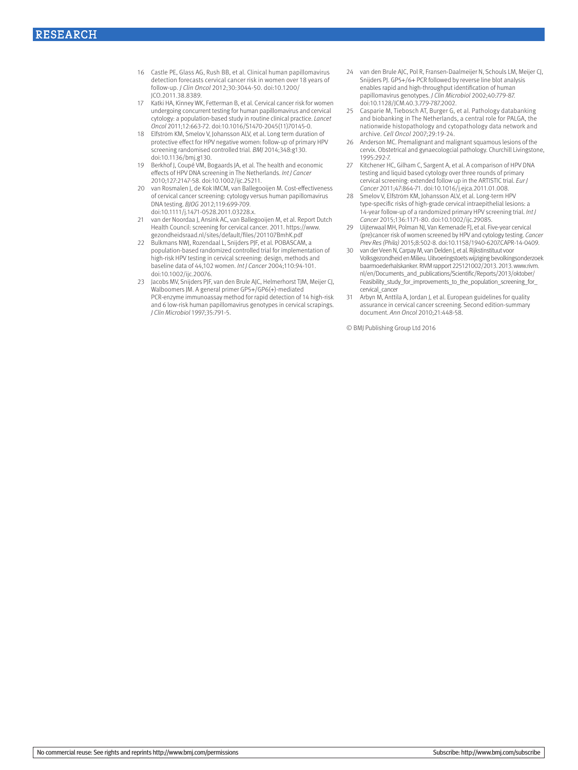16 Castle PE, Glass AG, Rush BB, et al. Clinical human papillomavirus detection forecasts cervical cancer risk in women over 18 years of follow-up. *J Clin Oncol* 2012;30:3044-50. doi:10.1200/JCO.2011.38.8389.

17 Katki HA, Kinney WK, Fetterman B, et al. Cervical cancer risk for women undergoing concurrent testing for human papillomavirus and cervical cytology: a population-based study in routine clinical practice. *Lancet Oncol* 2011;12:663-72. doi:10.1016/S1470-2045(11)70145-0.

18 Elfström KM, Smelov V, Johansson ALV, et al. Long term duration of protective effect for HPV negative women: follow-up of primary HPV screening randomised controlled trial. *BMJ* 2014;348:g130. doi:10.1136/bmj.g130.

19 Berkhof J, Coupé VM, Bogaards JA, et al. The health and economic effects of HPV DNA screening in The Netherlands. *Int J Cancer* 2010;127:2147-58. doi:10.1002/ijc.25211.

20 van Rosmalen J, de Kok IMCM, van Ballegooijen M. Cost-effectiveness of cervical cancer screening: cytology versus human papillomavirus DNA testing. *BJOG* 2012;119:699-709. doi:10.1111/j.1471-0528.2011.03228.x.

21 van der Noordaa J, Ansink AC, van Ballegooijen M, et al. Report Dutch Health Council: screening for cervical cancer. 2011. https://www.gezondheidsraad.nl/sites/default/files/201107BmhK.pdf

22 Bulkmans NWJ, Rozendaal L, Snijders PJF, et al. POBASCAM, a population-based randomized controlled trial for implementation of high-risk HPV testing in cervical screening: design, methods and baseline data of 44,102 women. *Int J Cancer* 2004;110:94-101. doi:10.1002/ijc.20076.

23 Jacobs MV, Snijders PJF, van den Brule AJC, Helmerhorst TJM, Meijer CJ, Walboomers JM. A general primer GP5+/GP6(+)-mediated PCR-enzyme immunoassay method for rapid detection of 14 high-risk and 6 low-risk human papillomavirus genotypes in cervical scrapings. *J Clin Microbiol* 1997;35:791-5.

24 van den Brule AJC, Pol R, Fransen-Daalmeijer N, Schouls LM, Meijer CJ, Snijders PJ. GP5+/6+ PCR followed by reverse line blot analysis enables rapid and high-throughput identification of human papillomavirus genotypes. *J Clin Microbiol* 2002;40:779-87. doi:10.1128/JCM.40.3.779-787.2002.

25 Casparie M, Tiebosch AT, Burger G, et al. Pathology databanking and biobanking in The Netherlands, a central role for PALGA, the nationwide histopathology and cytopathology data network and archive. *Cell Oncol* 2007;29:19-24.

26 Anderson MC. Premalignant and malignant squamous lesions of the cervix. Obstetrical and gynaecologcial pathology. Churchill Livingstone, 1995:292-7.

27 Kitchener HC, Gilham C, Sargent A, et al. A comparison of HPV DNA testing and liquid based cytology over three rounds of primary cervical screening: extended follow up in the ARTISTIC trial. *Eur J Cancer* 2011;47:864-71. doi:10.1016/j.ejca.2011.01.008.

28 Smelov V, Elfström KM, Johansson ALV, et al. Long-term HPV type-specific risks of high-grade cervical intraepithelial lesions: a 14-year follow-up of a randomized primary HPV screening trial. *Int J Cancer* 2015;136:1171-80. doi:10.1002/ijc.29085.

29 Uijterwaal MH, Polman NJ, Van Kemenade FJ, et al. Five-year cervical (pre)cancer risk of women screened by HPV and cytology testing. *Cancer Prev Res (Phila)* 2015;8:502-8. doi:10.1158/1940-6207.CAPR-14-0409.

30 van der Veen N, Carpay M, van Delden J, et al. Rijkstinstituut voor Volksgezondheid en Milieu. Uitvoeringstoets wijziging bevolkingsonderzoek baarmoederhalskanker. RIVM rapport 225121002/2013. 2013. www.rivm.nl/en/Documents_and_publications/Scientific/Reports/2013/oktober/Feasibility_study_for_improvements_to_the_population_screening_for_cervical_cancer

31 Arbyn M, Anttila A, Jordan J, et al. European guidelines for quality assurance in cervical cancer screening. Second edition-summary document. *Ann Oncol* 2010;21:448-58.

© BMJ Publishing Group Ltd 2016